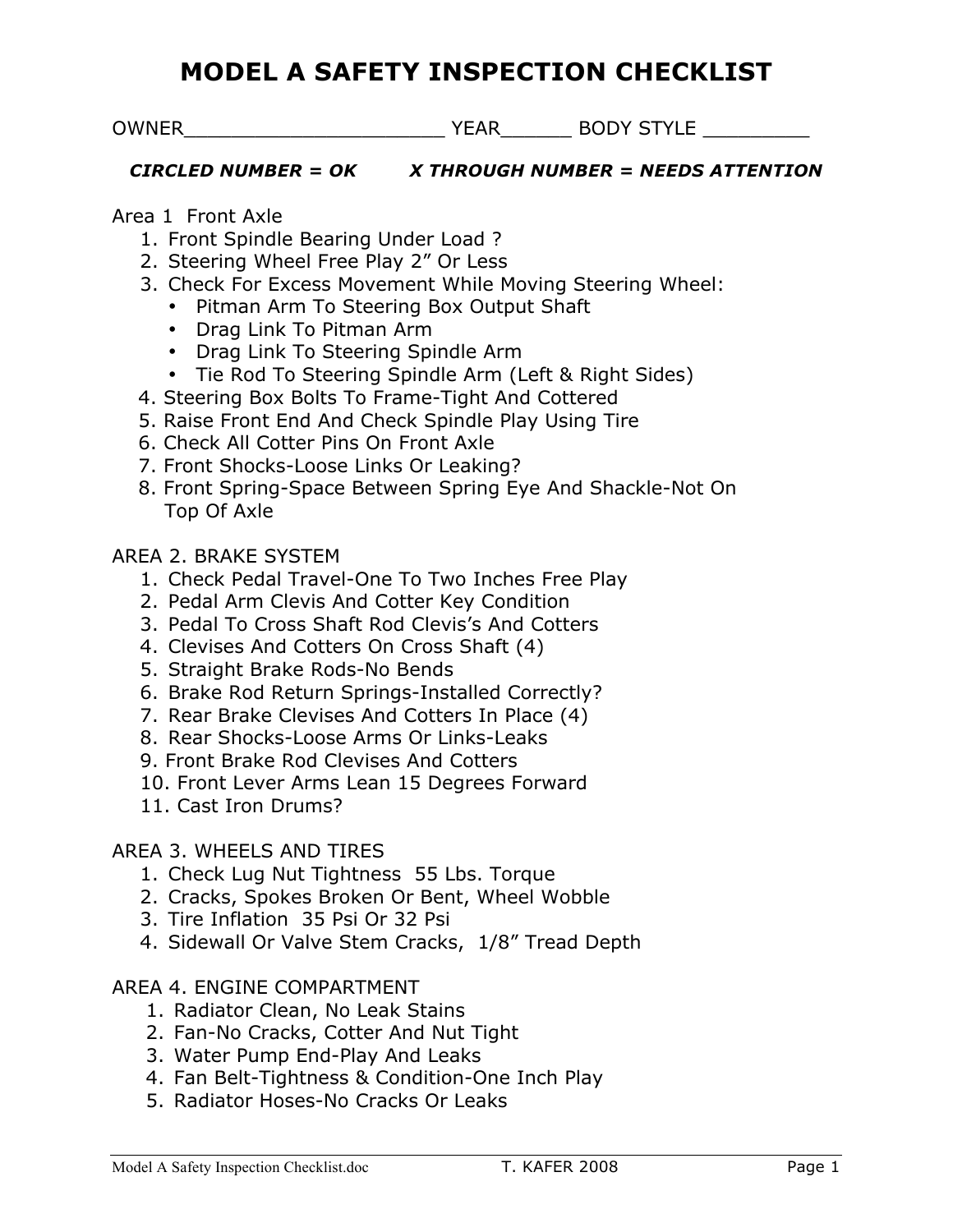# MODEL A SAFETY INSPECTION CHECKLIST

OWNER______________________ YEAR______ BODY STYLE _________

***CIRCLED NUMBER = OK        X THROUGH NUMBER = NEEDS ATTENTION***

Area 1 Front Axle

1. Front Spindle Bearing Under Load ?
2. Steering Wheel Free Play 2" Or Less
3. Check For Excess Movement While Moving Steering Wheel:
   - Pitman Arm To Steering Box Output Shaft
   - Drag Link To Pitman Arm
   - Drag Link To Steering Spindle Arm
   - Tie Rod To Steering Spindle Arm (Left & Right Sides)
4. Steering Box Bolts To Frame-Tight And Cottered
5. Raise Front End And Check Spindle Play Using Tire
6. Check All Cotter Pins On Front Axle
7. Front Shocks-Loose Links Or Leaking?
8. Front Spring-Space Between Spring Eye And Shackle-Not On Top Of Axle

AREA 2. BRAKE SYSTEM

1. Check Pedal Travel-One To Two Inches Free Play
2. Pedal Arm Clevis And Cotter Key Condition
3. Pedal To Cross Shaft Rod Clevis's And Cotters
4. Clevises And Cotters On Cross Shaft (4)
5. Straight Brake Rods-No Bends
6. Brake Rod Return Springs-Installed Correctly?
7. Rear Brake Clevises And Cotters In Place (4)
8. Rear Shocks-Loose Arms Or Links-Leaks
9. Front Brake Rod Clevises And Cotters
10. Front Lever Arms Lean 15 Degrees Forward
11. Cast Iron Drums?

AREA 3. WHEELS AND TIRES

1. Check Lug Nut Tightness 55 Lbs. Torque
2. Cracks, Spokes Broken Or Bent, Wheel Wobble
3. Tire Inflation 35 Psi Or 32 Psi
4. Sidewall Or Valve Stem Cracks, 1/8" Tread Depth

AREA 4. ENGINE COMPARTMENT

1. Radiator Clean, No Leak Stains
2. Fan-No Cracks, Cotter And Nut Tight
3. Water Pump End-Play And Leaks
4. Fan Belt-Tightness & Condition-One Inch Play
5. Radiator Hoses-No Cracks Or Leaks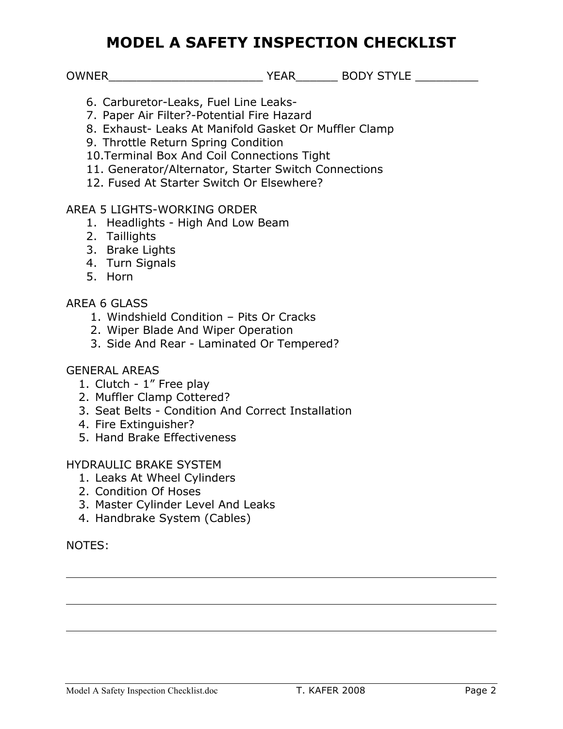# MODEL A SAFETY INSPECTION CHECKLIST

OWNER______________________ YEAR______ BODY STYLE _________

6. Carburetor-Leaks, Fuel Line Leaks-
7. Paper Air Filter?-Potential Fire Hazard
8. Exhaust- Leaks At Manifold Gasket Or Muffler Clamp
9. Throttle Return Spring Condition
10. Terminal Box And Coil Connections Tight
11. Generator/Alternator, Starter Switch Connections
12. Fused At Starter Switch Or Elsewhere?

AREA 5 LIGHTS-WORKING ORDER

1. Headlights - High And Low Beam
2. Taillights
3. Brake Lights
4. Turn Signals
5. Horn

AREA 6 GLASS

1. Windshield Condition – Pits Or Cracks
2. Wiper Blade And Wiper Operation
3. Side And Rear - Laminated Or Tempered?

GENERAL AREAS

1. Clutch - 1" Free play
2. Muffler Clamp Cottered?
3. Seat Belts - Condition And Correct Installation
4. Fire Extinguisher?
5. Hand Brake Effectiveness

HYDRAULIC BRAKE SYSTEM

1. Leaks At Wheel Cylinders
2. Condition Of Hoses
3. Master Cylinder Level And Leaks
4. Handbrake System (Cables)

NOTES:

___

___

___